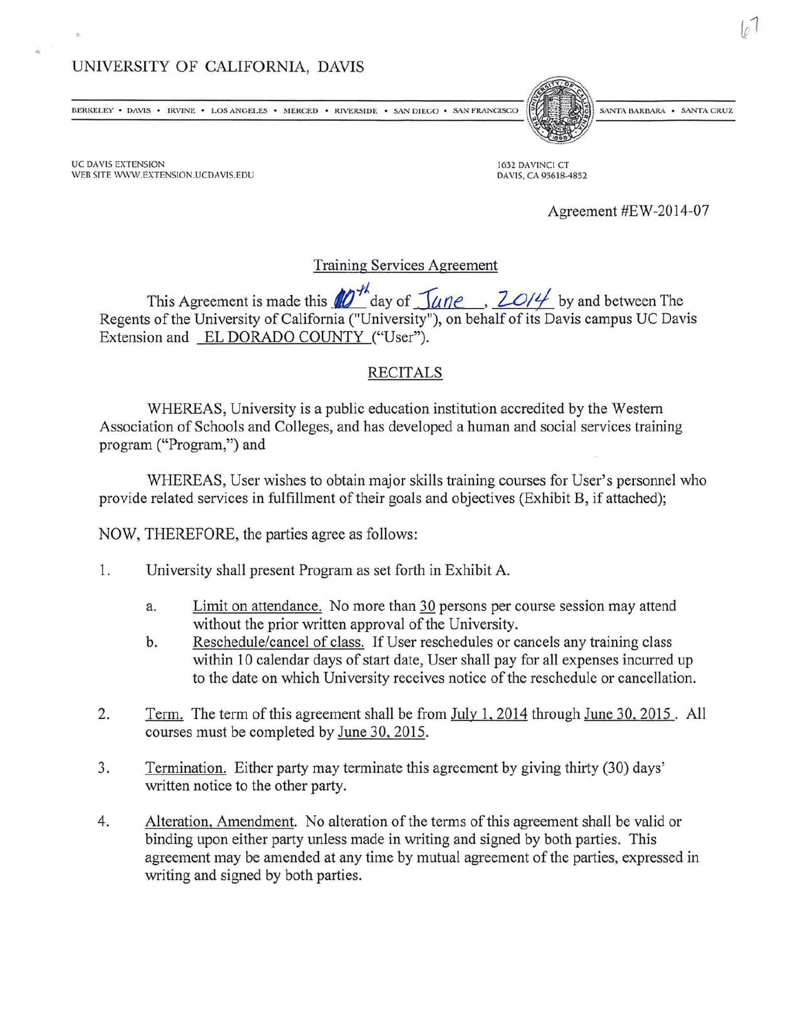UNIVERSITY OF CALIFORNIA, DAVIS

BERKELEY • DAVIS • IRVINE • LOS ANGELES • MERCED • RIVERSIDE • SAN DIEGO • SAN FRANCISCO • SANTA BARBARA • SANTA CRUZ

UC DAVIS EXTENSION
WEB SITE WWW.EXTENSION.UCDAVIS.EDU

1632 DAVINCI CT
DAVIS, CA 95618-4852

Agreement #EW-2014-07

## Training Services Agreement

This Agreement is made this 10th day of June, 2014 by and between The Regents of the University of California ("University"), on behalf of its Davis campus UC Davis Extension and EL DORADO COUNTY ("User").

## RECITALS

WHEREAS, University is a public education institution accredited by the Western Association of Schools and Colleges, and has developed a human and social services training program ("Program,") and

WHEREAS, User wishes to obtain major skills training courses for User's personnel who provide related services in fulfillment of their goals and objectives (Exhibit B, if attached);

NOW, THEREFORE, the parties agree as follows:

1. University shall present Program as set forth in Exhibit A.
   a. Limit on attendance. No more than 30 persons per course session may attend without the prior written approval of the University.
   b. Reschedule/cancel of class. If User reschedules or cancels any training class within 10 calendar days of start date, User shall pay for all expenses incurred up to the date on which University receives notice of the reschedule or cancellation.
2. Term. The term of this agreement shall be from July 1, 2014 through June 30, 2015. All courses must be completed by June 30, 2015.
3. Termination. Either party may terminate this agreement by giving thirty (30) days' written notice to the other party.
4. Alteration, Amendment. No alteration of the terms of this agreement shall be valid or binding upon either party unless made in writing and signed by both parties. This agreement may be amended at any time by mutual agreement of the parties, expressed in writing and signed by both parties.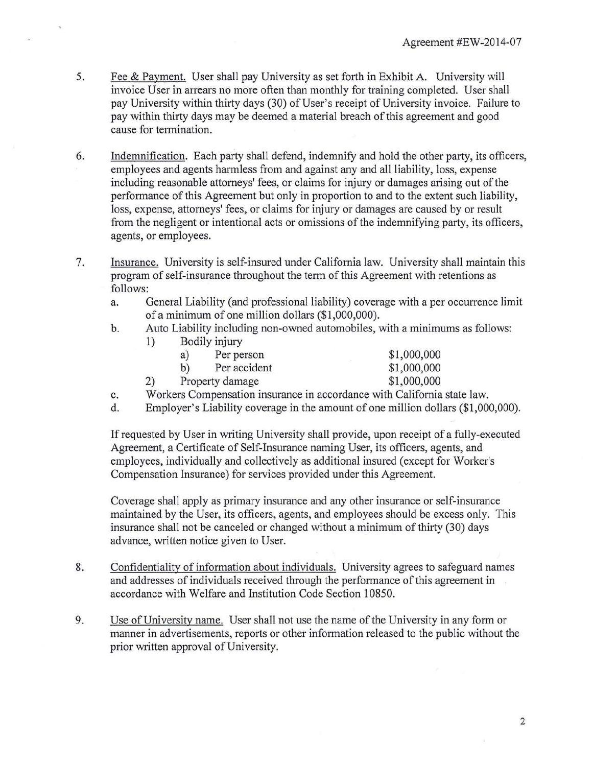5. <u>Fee & Payment.</u> User shall pay University as set forth in Exhibit A. University will invoice User in arrears no more often than monthly for training completed. User shall pay University within thirty days (30) of User's receipt of University invoice. Failure to pay within thirty days may be deemed a material breach of this agreement and good cause for termination.

6. <u>Indemnification</u>. Each party shall defend, indemnify and hold the other party, its officers, employees and agents harmless from and against any and all liability, loss, expense including reasonable attorneys' fees, or claims for injury or damages arising out of the performance of this Agreement but only in proportion to and to the extent such liability, loss, expense, attorneys' fees, or claims for injury or damages are caused by or result from the negligent or intentional acts or omissions of the indemnifying party, its officers, agents, or employees.

7. <u>Insurance.</u> University is self-insured under California law. University shall maintain this program of self-insurance throughout the term of this Agreement with retentions as follows:
   a. General Liability (and professional liability) coverage with a per occurrence limit of a minimum of one million dollars ($1,000,000).
   b. Auto Liability including non-owned automobiles, with a minimums as follows:
      1) Bodily injury
         a) Per person $1,000,000
         b) Per accident $1,000,000
      2) Property damage $1,000,000
   c. Workers Compensation insurance in accordance with California state law.
   d. Employer's Liability coverage in the amount of one million dollars ($1,000,000).

   If requested by User in writing University shall provide, upon receipt of a fully-executed Agreement, a Certificate of Self-Insurance naming User, its officers, agents, and employees, individually and collectively as additional insured (except for Worker's Compensation Insurance) for services provided under this Agreement.

   Coverage shall apply as primary insurance and any other insurance or self-insurance maintained by the User, its officers, agents, and employees should be excess only. This insurance shall not be canceled or changed without a minimum of thirty (30) days advance, written notice given to User.

8. <u>Confidentiality of information about individuals.</u> University agrees to safeguard names and addresses of individuals received through the performance of this agreement in accordance with Welfare and Institution Code Section 10850.

9. <u>Use of University name.</u> User shall not use the name of the University in any form or manner in advertisements, reports or other information released to the public without the prior written approval of University.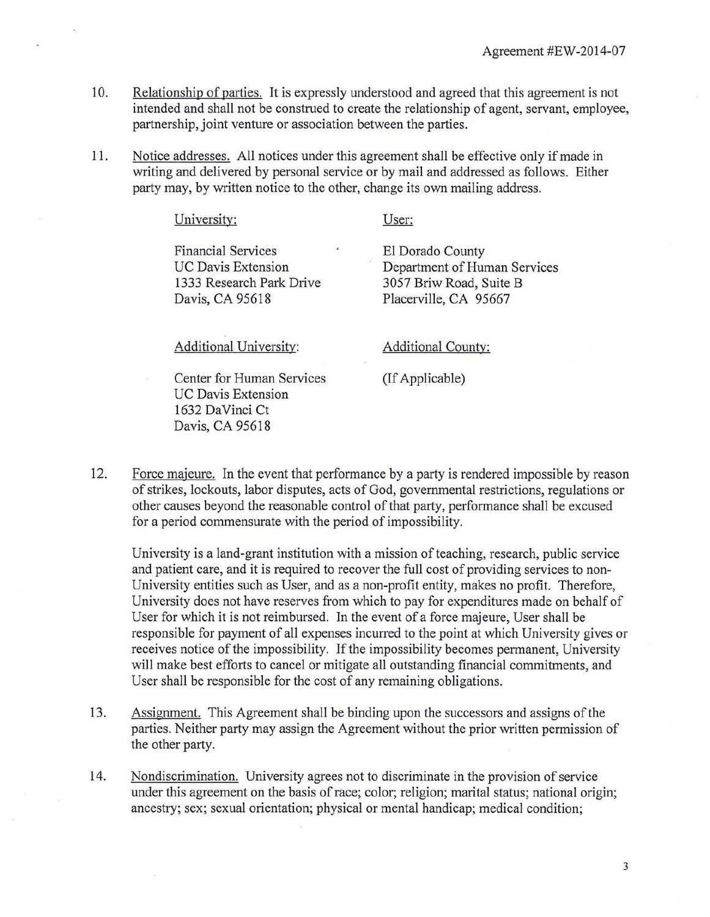10. Relationship of parties. It is expressly understood and agreed that this agreement is not intended and shall not be construed to create the relationship of agent, servant, employee, partnership, joint venture or association between the parties.

11. Notice addresses. All notices under this agreement shall be effective only if made in writing and delivered by personal service or by mail and addressed as follows. Either party may, by written notice to the other, change its own mailing address.

| University: | User: |
|---|---|
| Financial Services<br>UC Davis Extension<br>1333 Research Park Drive<br>Davis, CA 95618 | El Dorado County<br>Department of Human Services<br>3057 Briw Road, Suite B<br>Placerville, CA 95667 |
| Additional University: | Additional County: |
| Center for Human Services<br>UC Davis Extension<br>1632 DaVinci Ct<br>Davis, CA 95618 | (If Applicable) |

12. Force majeure. In the event that performance by a party is rendered impossible by reason of strikes, lockouts, labor disputes, acts of God, governmental restrictions, regulations or other causes beyond the reasonable control of that party, performance shall be excused for a period commensurate with the period of impossibility.

    University is a land-grant institution with a mission of teaching, research, public service and patient care, and it is required to recover the full cost of providing services to non-University entities such as User, and as a non-profit entity, makes no profit. Therefore, University does not have reserves from which to pay for expenditures made on behalf of User for which it is not reimbursed. In the event of a force majeure, User shall be responsible for payment of all expenses incurred to the point at which University gives or receives notice of the impossibility. If the impossibility becomes permanent, University will make best efforts to cancel or mitigate all outstanding financial commitments, and User shall be responsible for the cost of any remaining obligations.

13. Assignment. This Agreement shall be binding upon the successors and assigns of the parties. Neither party may assign the Agreement without the prior written permission of the other party.

14. Nondiscrimination. University agrees not to discriminate in the provision of service under this agreement on the basis of race; color; religion; marital status; national origin; ancestry; sex; sexual orientation; physical or mental handicap; medical condition;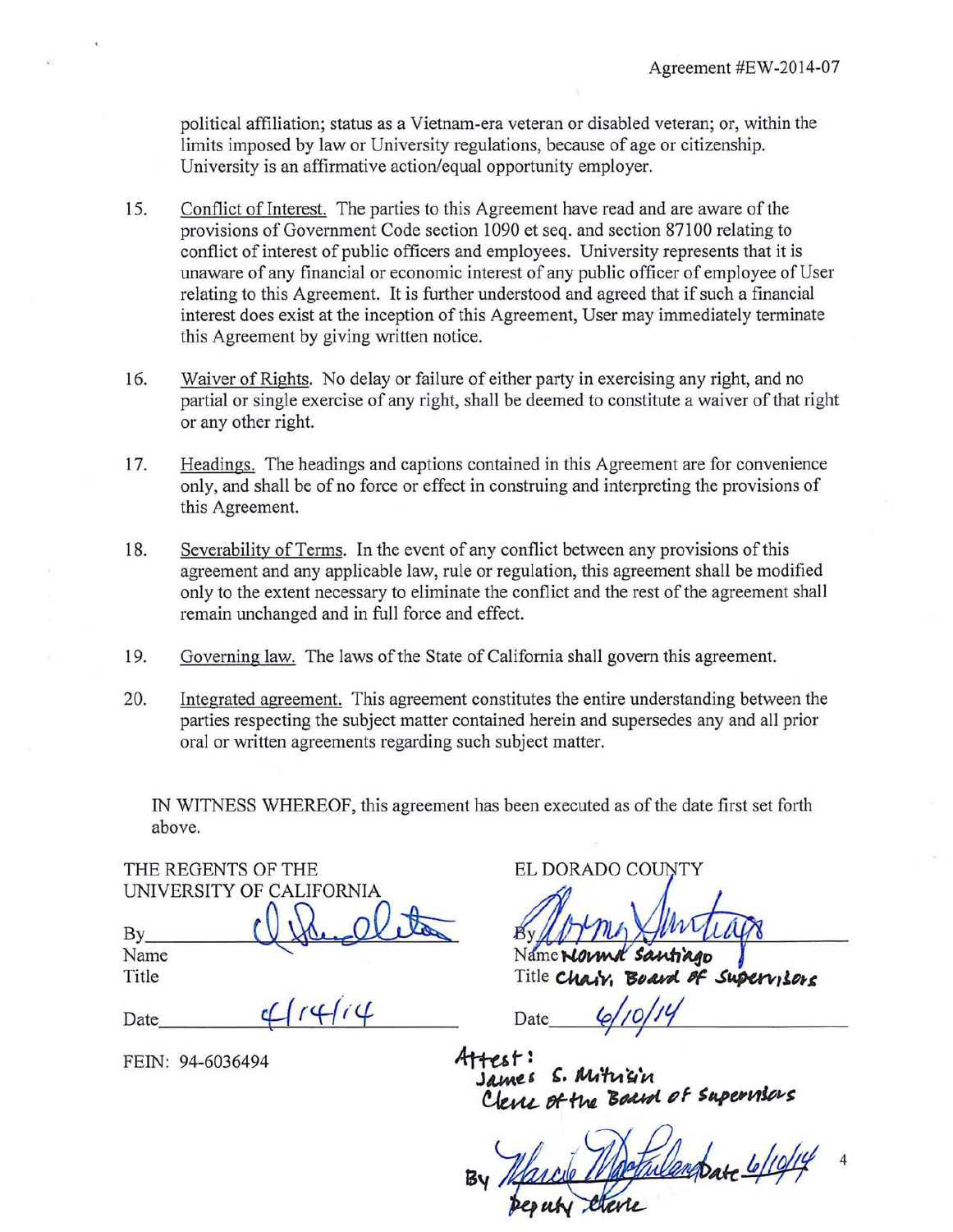political affiliation; status as a Vietnam-era veteran or disabled veteran; or, within the limits imposed by law or University regulations, because of age or citizenship. University is an affirmative action/equal opportunity employer.

15. Conflict of Interest. The parties to this Agreement have read and are aware of the provisions of Government Code section 1090 et seq. and section 87100 relating to conflict of interest of public officers and employees. University represents that it is unaware of any financial or economic interest of any public officer of employee of User relating to this Agreement. It is further understood and agreed that if such a financial interest does exist at the inception of this Agreement, User may immediately terminate this Agreement by giving written notice.

16. Waiver of Rights. No delay or failure of either party in exercising any right, and no partial or single exercise of any right, shall be deemed to constitute a waiver of that right or any other right.

17. Headings. The headings and captions contained in this Agreement are for convenience only, and shall be of no force or effect in construing and interpreting the provisions of this Agreement.

18. Severability of Terms. In the event of any conflict between any provisions of this agreement and any applicable law, rule or regulation, this agreement shall be modified only to the extent necessary to eliminate the conflict and the rest of the agreement shall remain unchanged and in full force and effect.

19. Governing law. The laws of the State of California shall govern this agreement.

20. Integrated agreement. This agreement constitutes the entire understanding between the parties respecting the subject matter contained herein and supersedes any and all prior oral or written agreements regarding such subject matter.

IN WITNESS WHEREOF, this agreement has been executed as of the date first set forth above.

THE REGENTS OF THE UNIVERSITY OF CALIFORNIA

By [signature]
Name
Title

Date 4/14/14

FEIN: 94-6036494

EL DORADO COUNTY

By [signature]
Name Norma Santiago
Title Chair, Board of Supervisors

Date 6/10/14

Attest:
James S. Mitrisin
Clerk of the Board of Supervisors

By [signature] Date 6/10/14
Deputy Clerk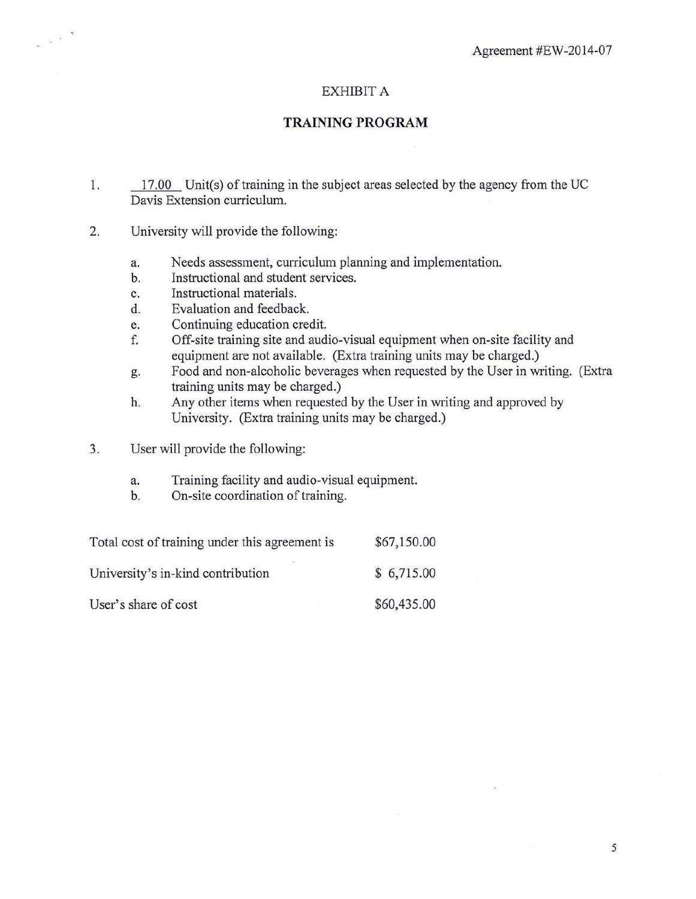Agreement #EW-2014-07

# EXHIBIT A

## TRAINING PROGRAM

1. 17.00 Unit(s) of training in the subject areas selected by the agency from the UC Davis Extension curriculum.

2. University will provide the following:

   a. Needs assessment, curriculum planning and implementation.
   b. Instructional and student services.
   c. Instructional materials.
   d. Evaluation and feedback.
   e. Continuing education credit.
   f. Off-site training site and audio-visual equipment when on-site facility and equipment are not available. (Extra training units may be charged.)
   g. Food and non-alcoholic beverages when requested by the User in writing. (Extra training units may be charged.)
   h. Any other items when requested by the User in writing and approved by University. (Extra training units may be charged.)

3. User will provide the following:

   a. Training facility and audio-visual equipment.
   b. On-site coordination of training.

| | |
|---|---|
| Total cost of training under this agreement is | $67,150.00 |
| University's in-kind contribution | $ 6,715.00 |
| User's share of cost | $60,435.00 |